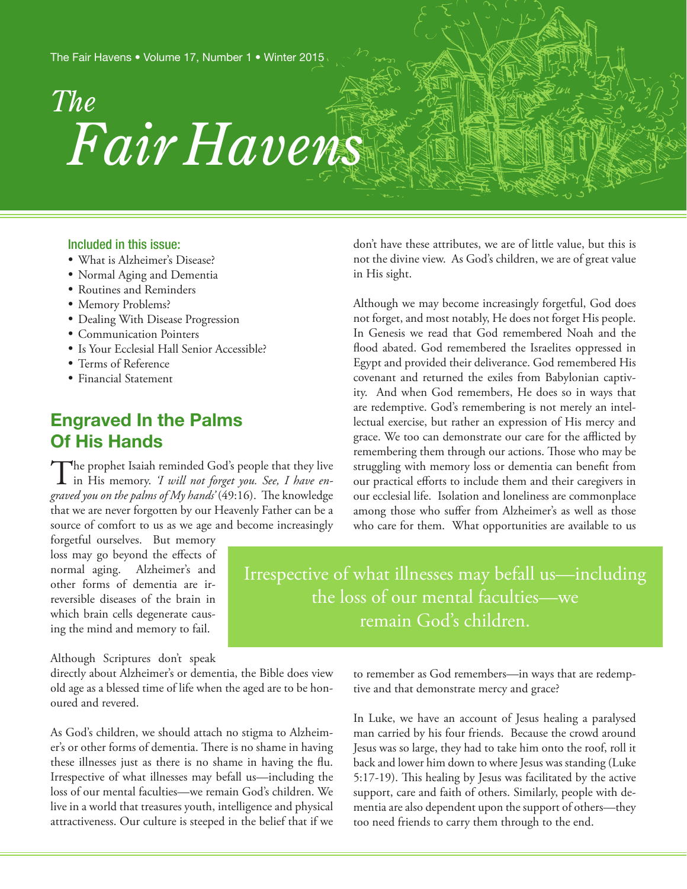# *The* Fair Havens

The Fair Havens • Volume 17, Number 1 • Winter 2015

### Included in this issue:

- What is Alzheimer's Disease?
- Normal Aging and Dementia
- Routines and Reminders
- Memory Problems?
- Dealing With Disease Progression
- Communication Pointers
- Is Your Ecclesial Hall Senior Accessible?
- Terms of Reference
- Financial Statement

## Engraved In the Palms Of His Hands

The prophet Isaiah reminded God's people that they live in His memory. *'I will not forget you. See, I have engraved you on the palms of My hands'* (49:16). The knowledge that we are never forgotten by our Heavenly Father can be a source of comfort to us as we age and become increasingly forgetful ourselves. But memory loss may go beyond the effects of normal aging. Alzheimer's and other forms of dementia are irreversible diseases of the brain in which brain cells degenerate causing the mind and memory to fail.

Although Scriptures don't speak directly about Alzheimer's or dementia, the Bible does view old age as a blessed time of life when the aged are to be honoured and revered.

As God's children, we should attach no stigma to Alzheimer's or other forms of dementia. There is no shame in having these illnesses just as there is no shame in having the flu. Irrespective of what illnesses may befall us—including the loss of our mental faculties—we remain God's children. We live in a world that treasures youth, intelligence and physical attractiveness. Our culture is steeped in the belief that if we don't have these attributes, we are of little value, but this is not the divine view. As God's children, we are of great value in His sight.

Although we may become increasingly forgetful, God does not forget, and most notably, He does not forget His people. In Genesis we read that God remembered Noah and the flood abated. God remembered the Israelites oppressed in Egypt and provided their deliverance. God remembered His covenant and returned the exiles from Babylonian captivity. And when God remembers, He does so in ways that are redemptive. God's remembering is not merely an intellectual exercise, but rather an expression of His mercy and grace. We too can demonstrate our care for the afflicted by remembering them through our actions. Those who may be struggling with memory loss or dementia can benefit from our practical efforts to include them and their caregivers in our ecclesial life. Isolation and loneliness are commonplace among those who suffer from Alzheimer's as well as those who care for them. What opportunities are available to us to remember as God remembers—in ways that are redemptive and that demonstrate mercy and grace?

> Irrespective of what illnesses may befall us—including the loss of our mental faculties—we remain God's children.

In Luke, we have an account of Jesus healing a paralysed man carried by his four friends. Because the crowd around Jesus was so large, they had to take him onto the roof, roll it back and lower him down to where Jesus was standing (Luke 5:17-19). This healing by Jesus was facilitated by the active support, care and faith of others. Similarly, people with dementia are also dependent upon the support of others—they too need friends to carry them through to the end.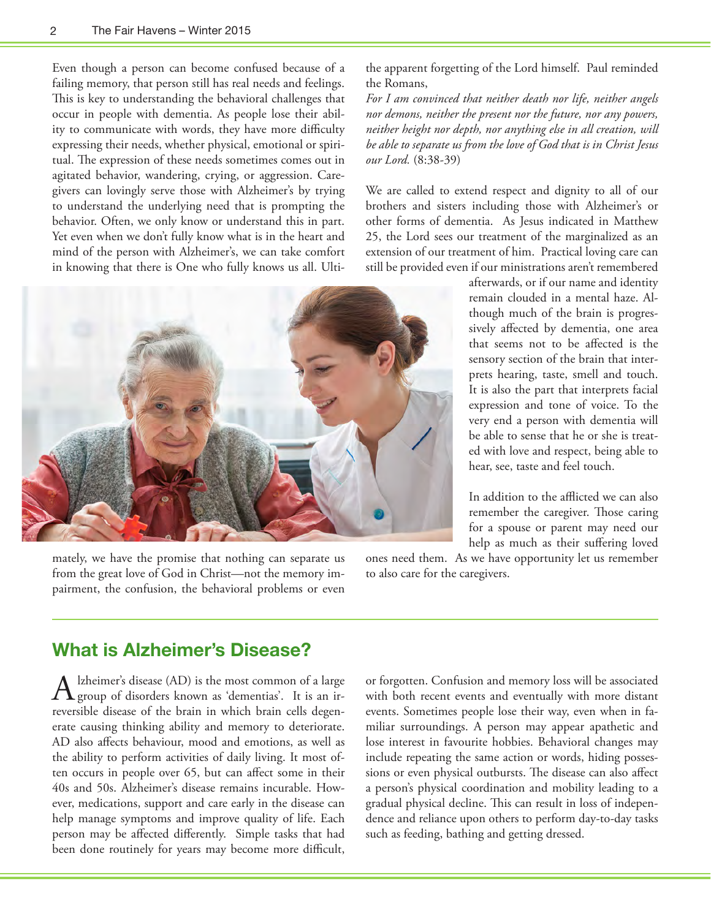Even though a person can become confused because of a failing memory, that person still has real needs and feelings. This is key to understanding the behavioral challenges that occur in people with dementia. As people lose their ability to communicate with words, they have more difficulty expressing their needs, whether physical, emotional or spiritual. The expression of these needs sometimes comes out in agitated behavior, wandering, crying, or aggression. Caregivers can lovingly serve those with Alzheimer's by trying to understand the underlying need that is prompting the behavior. Often, we only know or understand this in part. Yet even when we don't fully know what is in the heart and mind of the person with Alzheimer's, we can take comfort in knowing that there is One who fully knows us all. Ultimately, we have the promise that nothing can separate us from the great love of God in Christ—not the memory impairment, the confusion, the behavioral problems or even the apparent forgetting of the Lord himself. Paul reminded the Romans,

*For I am convinced that neither death nor life, neither angels nor demons, neither the present nor the future, nor any powers, neither height nor depth, nor anything else in all creation, will be able to separate us from the love of God that is in Christ Jesus our Lord.* (8:38-39)

We are called to extend respect and dignity to all of our brothers and sisters including those with Alzheimer's or other forms of dementia. As Jesus indicated in Matthew 25, the Lord sees our treatment of the marginalized as an extension of our treatment of him. Practical loving care can still be provided even if our ministrations aren't remembered afterwards, or if our name and identity remain clouded in a mental haze. Although much of the brain is progressively affected by dementia, one area that seems not to be affected is the sensory section of the brain that interprets hearing, taste, smell and touch. It is also the part that interprets facial expression and tone of voice. To the very end a person with dementia will be able to sense that he or she is treated with love and respect, being able to hear, see, taste and feel touch.

In addition to the afflicted we can also remember the caregiver. Those caring for a spouse or parent may need our help as much as their suffering loved ones need them. As we have opportunity let us remember to also care for the caregivers.

## What is Alzheimer's Disease?

Alzheimer's disease (AD) is the most common of a large group of disorders known as 'dementias'. It is an irreversible disease of the brain in which brain cells degenerate causing thinking ability and memory to deteriorate. AD also affects behaviour, mood and emotions, as well as the ability to perform activities of daily living. It most often occurs in people over 65, but can affect some in their 40s and 50s. Alzheimer's disease remains incurable. However, medications, support and care early in the disease can help manage symptoms and improve quality of life. Each person may be affected differently. Simple tasks that had been done routinely for years may become more difficult, or forgotten. Confusion and memory loss will be associated with both recent events and eventually with more distant events. Sometimes people lose their way, even when in familiar surroundings. A person may appear apathetic and lose interest in favourite hobbies. Behavioral changes may include repeating the same action or words, hiding possessions or even physical outbursts. The disease can also affect a person's physical coordination and mobility leading to a gradual physical decline. This can result in loss of independence and reliance upon others to perform day-to-day tasks such as feeding, bathing and getting dressed.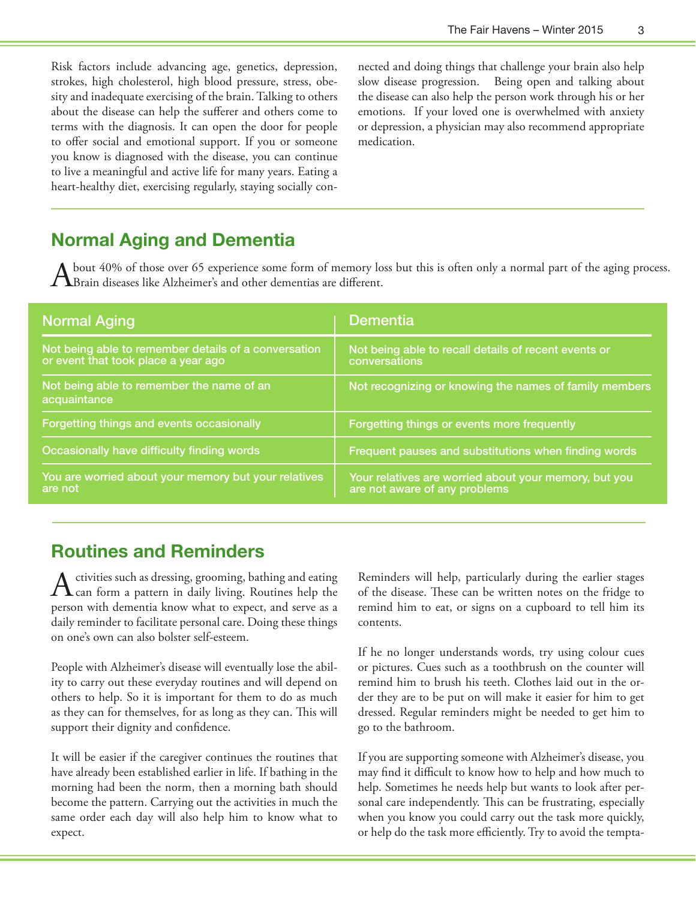Risk factors include advancing age, genetics, depression, strokes, high cholesterol, high blood pressure, stress, obesity and inadequate exercising of the brain. Talking to others about the disease can help the sufferer and others come to terms with the diagnosis. It can open the door for people to offer social and emotional support. If you or someone you know is diagnosed with the disease, you can continue to live a meaningful and active life for many years. Eating a heart-healthy diet, exercising regularly, staying socially connected and doing things that challenge your brain also help slow disease progression. Being open and talking about the disease can also help the person work through his or her emotions. If your loved one is overwhelmed with anxiety or depression, a physician may also recommend appropriate medication.

## Normal Aging and Dementia

About 40% of those over 65 experience some form of memory loss but this is often only a normal part of the aging process. Brain diseases like Alzheimer's and other dementias are different.

| Normal Aging | Dementia |
|---|---|
| Not being able to remember details of a conversation or event that took place a year ago | Not being able to recall details of recent events or conversations |
| Not being able to remember the name of an acquaintance | Not recognizing or knowing the names of family members |
| Forgetting things and events occasionally | Forgetting things or events more frequently |
| Occasionally have difficulty finding words | Frequent pauses and substitutions when finding words |
| You are worried about your memory but your relatives are not | Your relatives are worried about your memory, but you are not aware of any problems |

## Routines and Reminders

Activities such as dressing, grooming, bathing and eating can form a pattern in daily living. Routines help the person with dementia know what to expect, and serve as a daily reminder to facilitate personal care. Doing these things on one's own can also bolster self-esteem.

People with Alzheimer's disease will eventually lose the ability to carry out these everyday routines and will depend on others to help. So it is important for them to do as much as they can for themselves, for as long as they can. This will support their dignity and confidence.

It will be easier if the caregiver continues the routines that have already been established earlier in life. If bathing in the morning had been the norm, then a morning bath should become the pattern. Carrying out the activities in much the same order each day will also help him to know what to expect.

Reminders will help, particularly during the earlier stages of the disease. These can be written notes on the fridge to remind him to eat, or signs on a cupboard to tell him its contents.

If he no longer understands words, try using colour cues or pictures. Cues such as a toothbrush on the counter will remind him to brush his teeth. Clothes laid out in the order they are to be put on will make it easier for him to get dressed. Regular reminders might be needed to get him to go to the bathroom.

If you are supporting someone with Alzheimer's disease, you may find it difficult to know how to help and how much to help. Sometimes he needs help but wants to look after personal care independently. This can be frustrating, especially when you know you could carry out the task more quickly, or help do the task more efficiently. Try to avoid the tempta-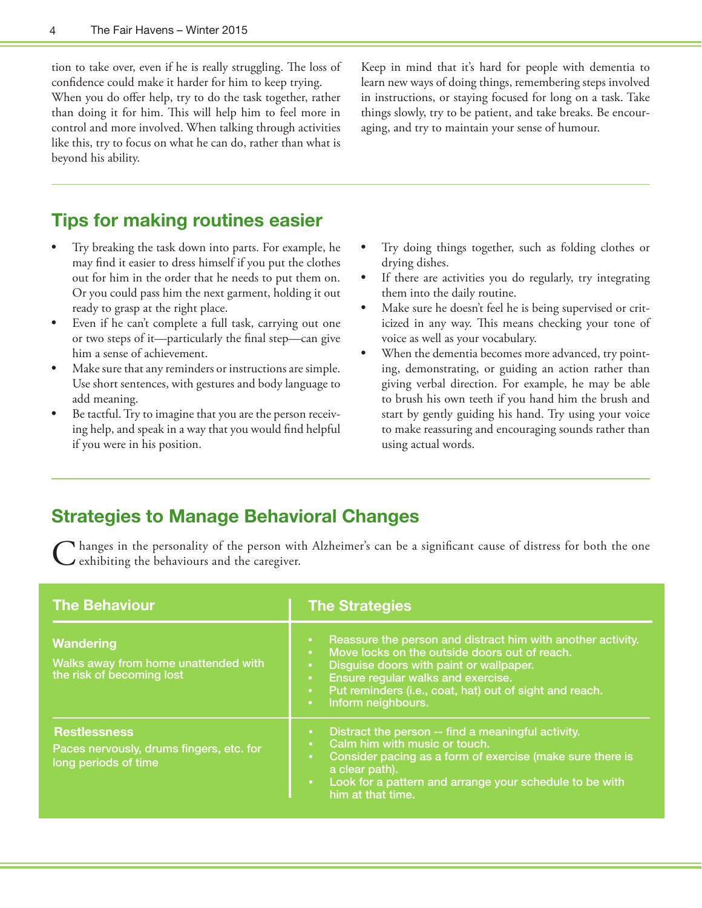tion to take over, even if he is really struggling. The loss of confidence could make it harder for him to keep trying.

When you do offer help, try to do the task together, rather than doing it for him. This will help him to feel more in control and more involved. When talking through activities like this, try to focus on what he can do, rather than what is beyond his ability.

Keep in mind that it's hard for people with dementia to learn new ways of doing things, remembering steps involved in instructions, or staying focused for long on a task. Take things slowly, try to be patient, and take breaks. Be encouraging, and try to maintain your sense of humour.

## Tips for making routines easier

- Try breaking the task down into parts. For example, he may find it easier to dress himself if you put the clothes out for him in the order that he needs to put them on. Or you could pass him the next garment, holding it out ready to grasp at the right place.
- Even if he can't complete a full task, carrying out one or two steps of it—particularly the final step—can give him a sense of achievement.
- Make sure that any reminders or instructions are simple. Use short sentences, with gestures and body language to add meaning.
- Be tactful. Try to imagine that you are the person receiving help, and speak in a way that you would find helpful if you were in his position.
- Try doing things together, such as folding clothes or drying dishes.
- If there are activities you do regularly, try integrating them into the daily routine.
- Make sure he doesn't feel he is being supervised or criticized in any way. This means checking your tone of voice as well as your vocabulary.
- When the dementia becomes more advanced, try pointing, demonstrating, or guiding an action rather than giving verbal direction. For example, he may be able to brush his own teeth if you hand him the brush and start by gently guiding his hand. Try using your voice to make reassuring and encouraging sounds rather than using actual words.

## Strategies to Manage Behavioral Changes

Changes in the personality of the person with Alzheimer's can be a significant cause of distress for both the one exhibiting the behaviours and the caregiver.

| The Behaviour | The Strategies |
|---|---|
| **Wandering**<br>Walks away from home unattended with the risk of becoming lost | • Reassure the person and distract him with another activity.<br>• Move locks on the outside doors out of reach.<br>• Disguise doors with paint or wallpaper.<br>• Ensure regular walks and exercise.<br>• Put reminders (i.e., coat, hat) out of sight and reach.<br>• Inform neighbours. |
| **Restlessness**<br>Paces nervously, drums fingers, etc. for long periods of time | • Distract the person -- find a meaningful activity.<br>• Calm him with music or touch.<br>• Consider pacing as a form of exercise (make sure there is a clear path).<br>• Look for a pattern and arrange your schedule to be with him at that time. |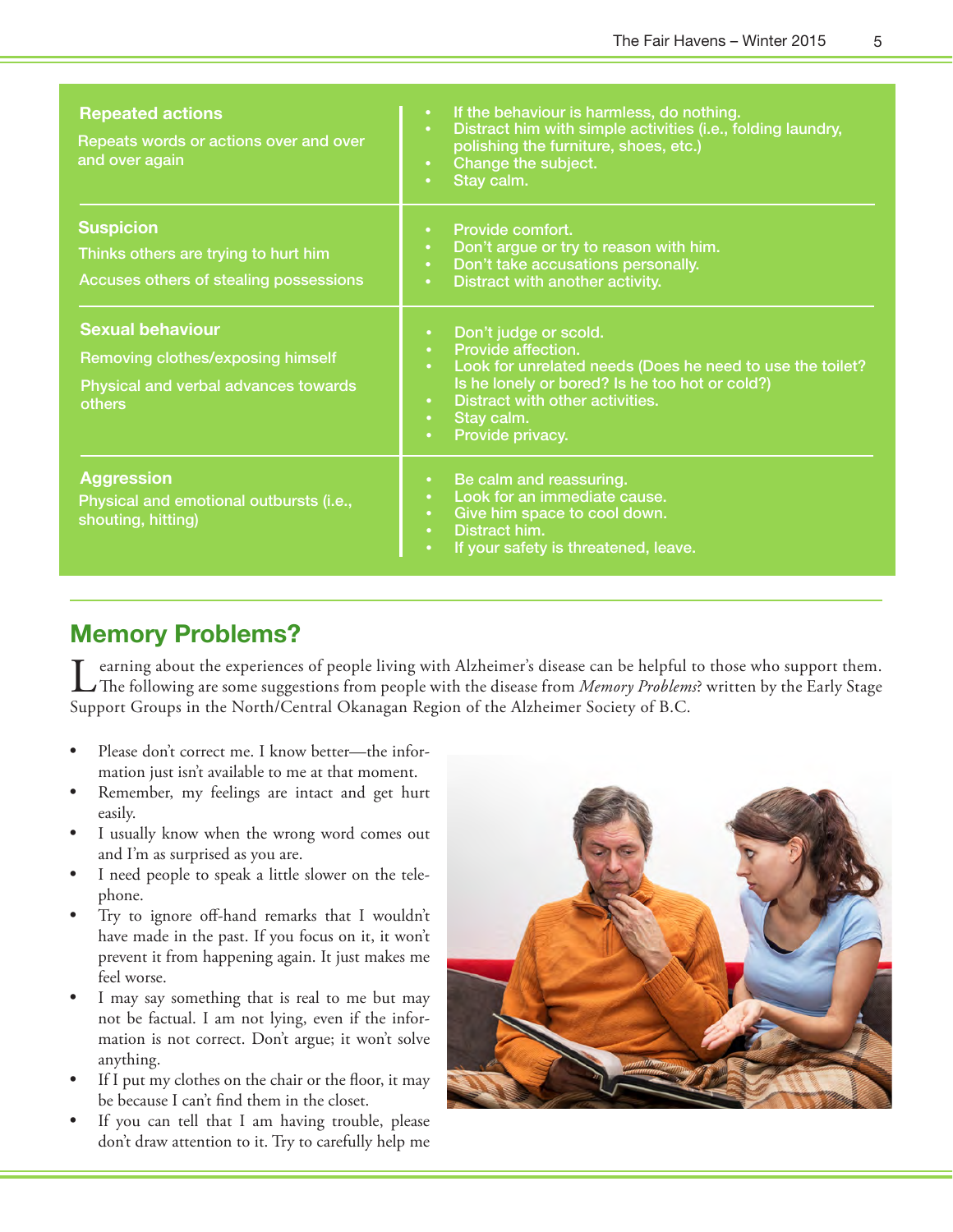| Behaviour | Suggestions |
| --- | --- |
| **Repeated actions**<br>Repeats words or actions over and over and over again | • If the behaviour is harmless, do nothing.<br>• Distract him with simple activities (i.e., folding laundry, polishing the furniture, shoes, etc.)<br>• Change the subject.<br>• Stay calm. |
| **Suspicion**<br>Thinks others are trying to hurt him<br>Accuses others of stealing possessions | • Provide comfort.<br>• Don't argue or try to reason with him.<br>• Don't take accusations personally.<br>• Distract with another activity. |
| **Sexual behaviour**<br>Removing clothes/exposing himself<br>Physical and verbal advances towards others | • Don't judge or scold.<br>• Provide affection.<br>• Look for unrelated needs (Does he need to use the toilet? Is he lonely or bored? Is he too hot or cold?)<br>• Distract with other activities.<br>• Stay calm.<br>• Provide privacy. |
| **Aggression**<br>Physical and emotional outbursts (i.e., shouting, hitting) | • Be calm and reassuring.<br>• Look for an immediate cause.<br>• Give him space to cool down.<br>• Distract him.<br>• If your safety is threatened, leave. |

## Memory Problems?

Learning about the experiences of people living with Alzheimer's disease can be helpful to those who support them. The following are some suggestions from people with the disease from *Memory Problems*? written by the Early Stage Support Groups in the North/Central Okanagan Region of the Alzheimer Society of B.C.

- Please don't correct me. I know better—the information just isn't available to me at that moment.
- Remember, my feelings are intact and get hurt easily.
- I usually know when the wrong word comes out and I'm as surprised as you are.
- I need people to speak a little slower on the telephone.
- Try to ignore off-hand remarks that I wouldn't have made in the past. If you focus on it, it won't prevent it from happening again. It just makes me feel worse.
- I may say something that is real to me but may not be factual. I am not lying, even if the information is not correct. Don't argue; it won't solve anything.
- If I put my clothes on the chair or the floor, it may be because I can't find them in the closet.
- If you can tell that I am having trouble, please don't draw attention to it. Try to carefully help me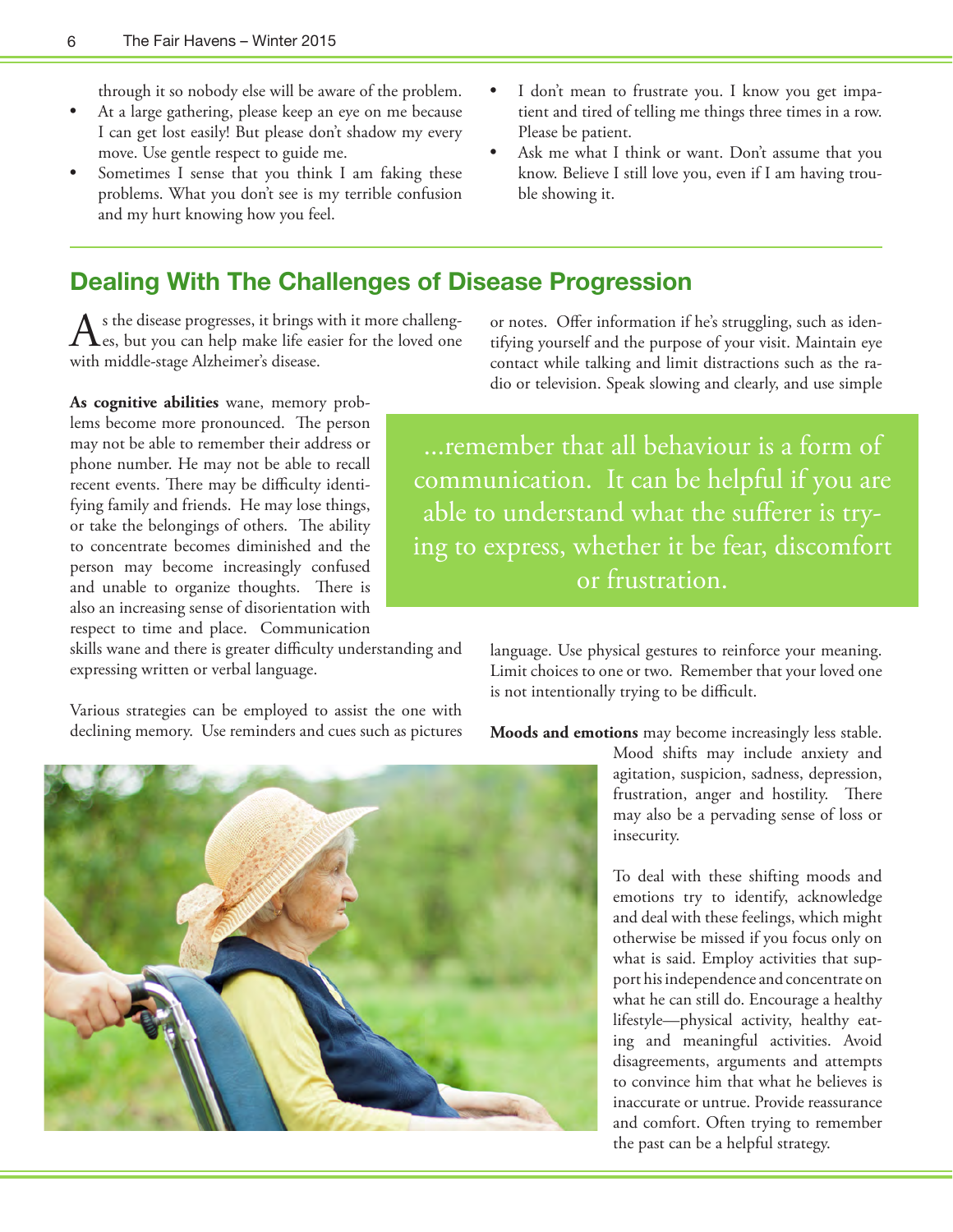through it so nobody else will be aware of the problem.

- At a large gathering, please keep an eye on me because I can get lost easily! But please don't shadow my every move. Use gentle respect to guide me.
- Sometimes I sense that you think I am faking these problems. What you don't see is my terrible confusion and my hurt knowing how you feel.
- I don't mean to frustrate you. I know you get impatient and tired of telling me things three times in a row. Please be patient.
- Ask me what I think or want. Don't assume that you know. Believe I still love you, even if I am having trouble showing it.

## Dealing With The Challenges of Disease Progression

As the disease progresses, it brings with it more challenges, but you can help make life easier for the loved one with middle-stage Alzheimer's disease.

**As cognitive abilities** wane, memory problems become more pronounced. The person may not be able to remember their address or phone number. He may not be able to recall recent events. There may be difficulty identifying family and friends. He may lose things, or take the belongings of others. The ability to concentrate becomes diminished and the person may become increasingly confused and unable to organize thoughts. There is also an increasing sense of disorientation with respect to time and place. Communication skills wane and there is greater difficulty understanding and expressing written or verbal language.

Various strategies can be employed to assist the one with declining memory. Use reminders and cues such as pictures or notes. Offer information if he's struggling, such as identifying yourself and the purpose of your visit. Maintain eye contact while talking and limit distractions such as the radio or television. Speak slowing and clearly, and use simple language. Use physical gestures to reinforce your meaning. Limit choices to one or two. Remember that your loved one is not intentionally trying to be difficult.

> ...remember that all behaviour is a form of communication. It can be helpful if you are able to understand what the sufferer is trying to express, whether it be fear, discomfort or frustration.

**Moods and emotions** may become increasingly less stable. Mood shifts may include anxiety and agitation, suspicion, sadness, depression, frustration, anger and hostility. There may also be a pervading sense of loss or insecurity.

To deal with these shifting moods and emotions try to identify, acknowledge and deal with these feelings, which might otherwise be missed if you focus only on what is said. Employ activities that support his independence and concentrate on what he can still do. Encourage a healthy lifestyle—physical activity, healthy eating and meaningful activities. Avoid disagreements, arguments and attempts to convince him that what he believes is inaccurate or untrue. Provide reassurance and comfort. Often trying to remember the past can be a helpful strategy.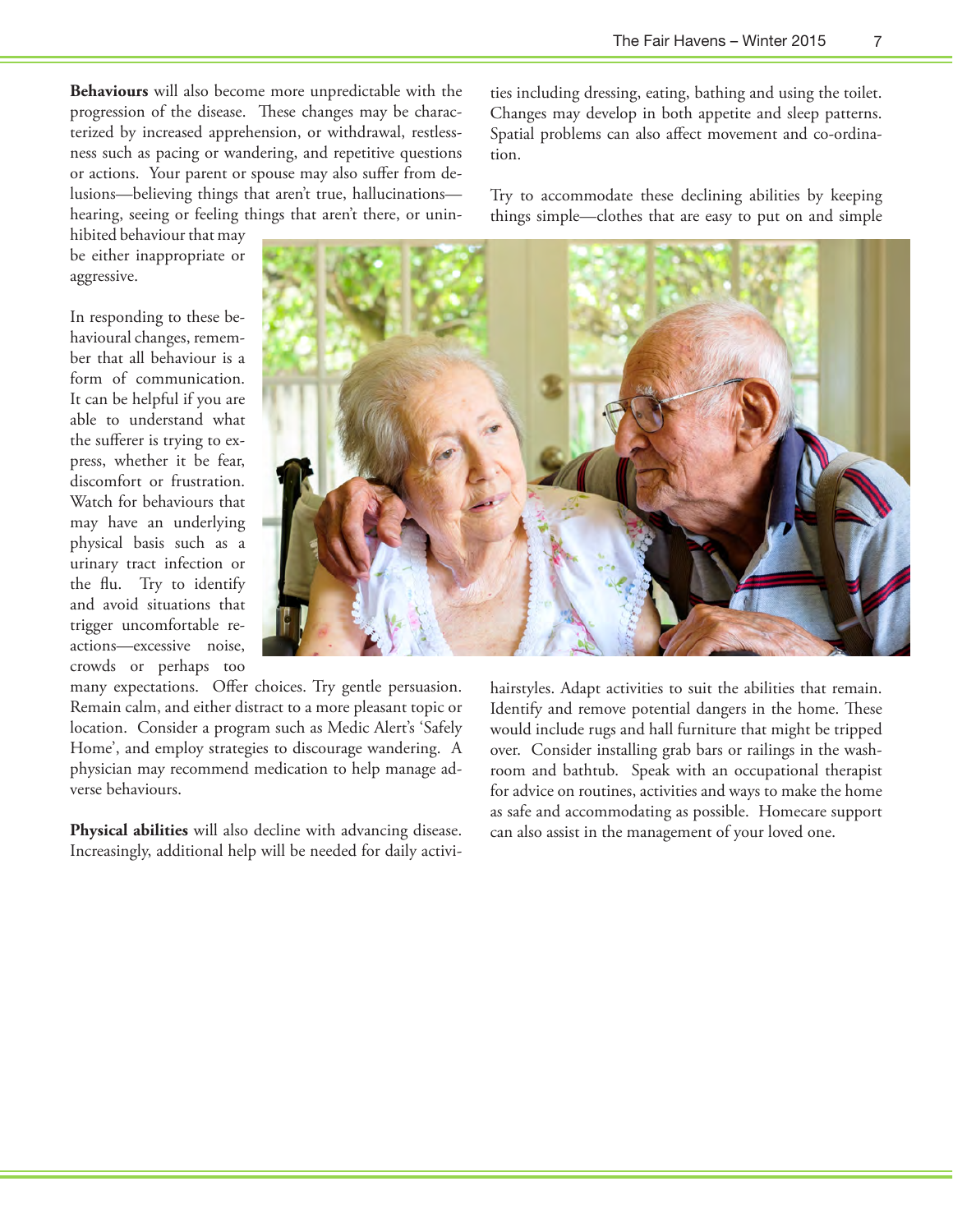**Behaviours** will also become more unpredictable with the progression of the disease. These changes may be characterized by increased apprehension, or withdrawal, restlessness such as pacing or wandering, and repetitive questions or actions. Your parent or spouse may also suffer from delusions—believing things that aren't true, hallucinations—hearing, seeing or feeling things that aren't there, or uninhibited behaviour that may be either inappropriate or aggressive.

In responding to these behavioural changes, remember that all behaviour is a form of communication. It can be helpful if you are able to understand what the sufferer is trying to express, whether it be fear, discomfort or frustration. Watch for behaviours that may have an underlying physical basis such as a urinary tract infection or the flu. Try to identify and avoid situations that trigger uncomfortable reactions—excessive noise, crowds or perhaps too many expectations. Offer choices. Try gentle persuasion. Remain calm, and either distract to a more pleasant topic or location. Consider a program such as Medic Alert's 'Safely Home', and employ strategies to discourage wandering. A physician may recommend medication to help manage adverse behaviours.

**Physical abilities** will also decline with advancing disease. Increasingly, additional help will be needed for daily activities including dressing, eating, bathing and using the toilet. Changes may develop in both appetite and sleep patterns. Spatial problems can also affect movement and co-ordination.

Try to accommodate these declining abilities by keeping things simple—clothes that are easy to put on and simple hairstyles. Adapt activities to suit the abilities that remain. Identify and remove potential dangers in the home. These would include rugs and hall furniture that might be tripped over. Consider installing grab bars or railings in the washroom and bathtub. Speak with an occupational therapist for advice on routines, activities and ways to make the home as safe and accommodating as possible. Homecare support can also assist in the management of your loved one.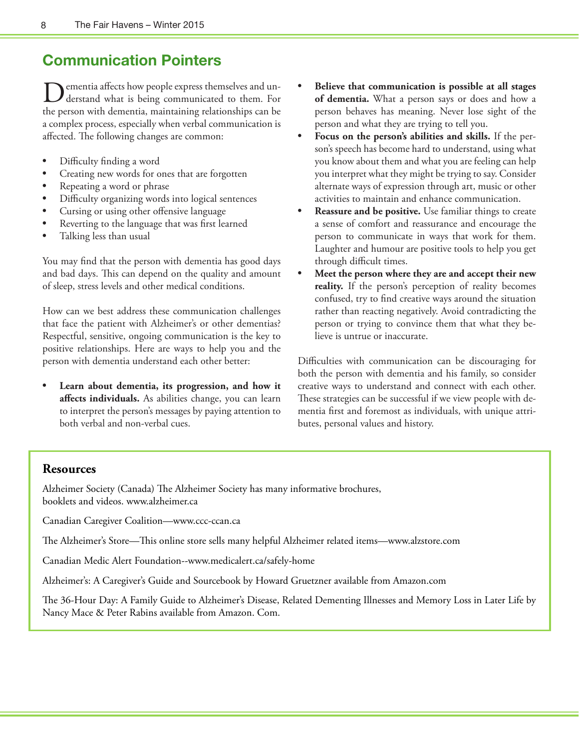## Communication Pointers

Dementia affects how people express themselves and understand what is being communicated to them. For the person with dementia, maintaining relationships can be a complex process, especially when verbal communication is affected. The following changes are common:

- Difficulty finding a word
- Creating new words for ones that are forgotten
- Repeating a word or phrase
- Difficulty organizing words into logical sentences
- Cursing or using other offensive language
- Reverting to the language that was first learned
- Talking less than usual

You may find that the person with dementia has good days and bad days. This can depend on the quality and amount of sleep, stress levels and other medical conditions.

How can we best address these communication challenges that face the patient with Alzheimer's or other dementias? Respectful, sensitive, ongoing communication is the key to positive relationships. Here are ways to help you and the person with dementia understand each other better:

- **Learn about dementia, its progression, and how it affects individuals.** As abilities change, you can learn to interpret the person's messages by paying attention to both verbal and non-verbal cues.
- **Believe that communication is possible at all stages of dementia.** What a person says or does and how a person behaves has meaning. Never lose sight of the person and what they are trying to tell you.
- **Focus on the person's abilities and skills.** If the person's speech has become hard to understand, using what you know about them and what you are feeling can help you interpret what they might be trying to say. Consider alternate ways of expression through art, music or other activities to maintain and enhance communication.
- **Reassure and be positive.** Use familiar things to create a sense of comfort and reassurance and encourage the person to communicate in ways that work for them. Laughter and humour are positive tools to help you get through difficult times.
- **Meet the person where they are and accept their new reality.** If the person's perception of reality becomes confused, try to find creative ways around the situation rather than reacting negatively. Avoid contradicting the person or trying to convince them that what they believe is untrue or inaccurate.

Difficulties with communication can be discouraging for both the person with dementia and his family, so consider creative ways to understand and connect with each other. These strategies can be successful if we view people with dementia first and foremost as individuals, with unique attributes, personal values and history.

### Resources

Alzheimer Society (Canada) The Alzheimer Society has many informative brochures, booklets and videos. www.alzheimer.ca

Canadian Caregiver Coalition—www.ccc-ccan.ca

The Alzheimer's Store—This online store sells many helpful Alzheimer related items—www.alzstore.com

Canadian Medic Alert Foundation--www.medicalert.ca/safely-home

Alzheimer's: A Caregiver's Guide and Sourcebook by Howard Gruetzner available from Amazon.com

The 36-Hour Day: A Family Guide to Alzheimer's Disease, Related Dementing Illnesses and Memory Loss in Later Life by Nancy Mace & Peter Rabins available from Amazon. Com.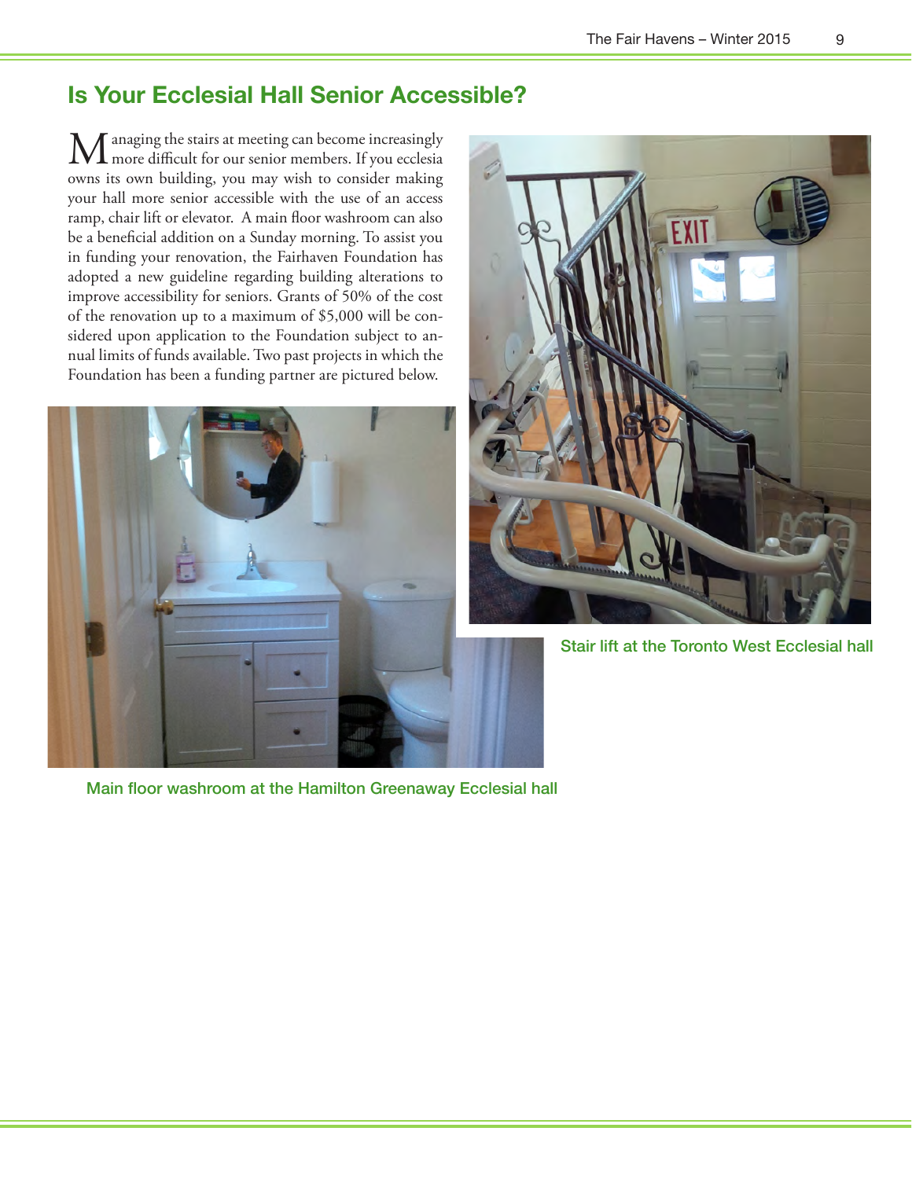## Is Your Ecclesial Hall Senior Accessible?

Managing the stairs at meeting can become increasingly more difficult for our senior members. If you ecclesia owns its own building, you may wish to consider making your hall more senior accessible with the use of an access ramp, chair lift or elevator. A main floor washroom can also be a beneficial addition on a Sunday morning. To assist you in funding your renovation, the Fairhaven Foundation has adopted a new guideline regarding building alterations to improve accessibility for seniors. Grants of 50% of the cost of the renovation up to a maximum of $5,000 will be considered upon application to the Foundation subject to annual limits of funds available. Two past projects in which the Foundation has been a funding partner are pictured below.

Stair lift at the Toronto West Ecclesial hall

Main floor washroom at the Hamilton Greenaway Ecclesial hall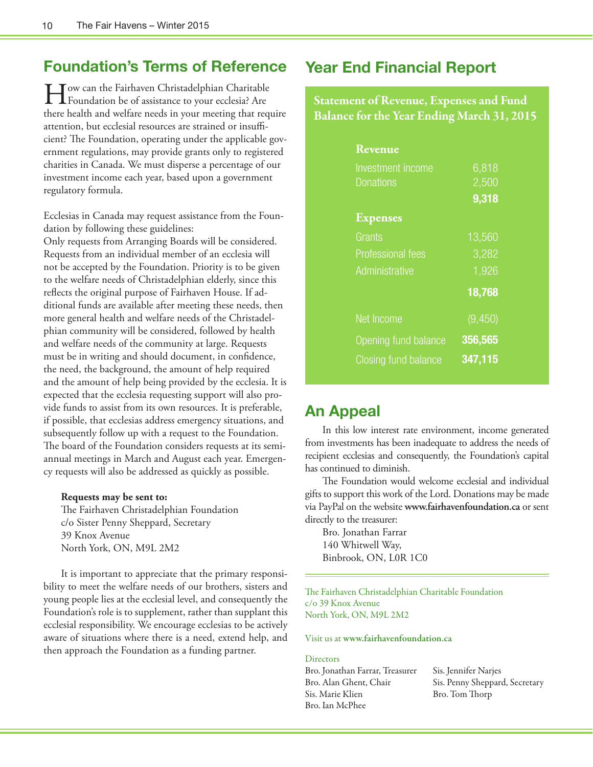## Foundation's Terms of Reference

How can the Fairhaven Christadelphian Charitable Foundation be of assistance to your ecclesia? Are there health and welfare needs in your meeting that require attention, but ecclesial resources are strained or insufficient? The Foundation, operating under the applicable government regulations, may provide grants only to registered charities in Canada. We must disperse a percentage of our investment income each year, based upon a government regulatory formula.

Ecclesias in Canada may request assistance from the Foundation by following these guidelines:
Only requests from Arranging Boards will be considered. Requests from an individual member of an ecclesia will not be accepted by the Foundation. Priority is to be given to the welfare needs of Christadelphian elderly, since this reflects the original purpose of Fairhaven House. If additional funds are available after meeting these needs, then more general health and welfare needs of the Christadelphian community will be considered, followed by health and welfare needs of the community at large. Requests must be in writing and should document, in confidence, the need, the background, the amount of help required and the amount of help being provided by the ecclesia. It is expected that the ecclesia requesting support will also provide funds to assist from its own resources. It is preferable, if possible, that ecclesias address emergency situations, and subsequently follow up with a request to the Foundation. The board of the Foundation considers requests at its semi-annual meetings in March and August each year. Emergency requests will also be addressed as quickly as possible.

**Requests may be sent to:**
The Fairhaven Christadelphian Foundation
c/o Sister Penny Sheppard, Secretary
39 Knox Avenue
North York, ON, M9L 2M2

It is important to appreciate that the primary responsibility to meet the welfare needs of our brothers, sisters and young people lies at the ecclesial level, and consequently the Foundation's role is to supplement, rather than supplant this ecclesial responsibility. We encourage ecclesias to be actively aware of situations where there is a need, extend help, and then approach the Foundation as a funding partner.

## Year End Financial Report

### Statement of Revenue, Expenses and Fund Balance for the Year Ending March 31, 2015

| | |
|---|---|
| **Revenue** | |
| Investment income | 6,818 |
| Donations | 2,500 |
| | **9,318** |
| **Expenses** | |
| Grants | 13,560 |
| Professional fees | 3,282 |
| Administrative | 1,926 |
| | **18,768** |
| Net Income | (9,450) |
| Opening fund balance | **356,565** |
| Closing fund balance | **347,115** |

## An Appeal

In this low interest rate environment, income generated from investments has been inadequate to address the needs of recipient ecclesias and consequently, the Foundation's capital has continued to diminish.

The Foundation would welcome ecclesial and individual gifts to support this work of the Lord. Donations may be made via PayPal on the website **www.fairhavenfoundation.ca** or sent directly to the treasurer:

Bro. Jonathan Farrar
140 Whitwell Way,
Binbrook, ON, L0R 1C0

The Fairhaven Christadelphian Charitable Foundation
c/o 39 Knox Avenue
North York, ON, M9L 2M2

Visit us at **www.fairhavenfoundation.ca**

Directors

Bro. Jonathan Farrar, Treasurer
Bro. Alan Ghent, Chair
Sis. Marie Klien
Bro. Ian McPhee
Sis. Jennifer Narjes
Sis. Penny Sheppard, Secretary
Bro. Tom Thorp